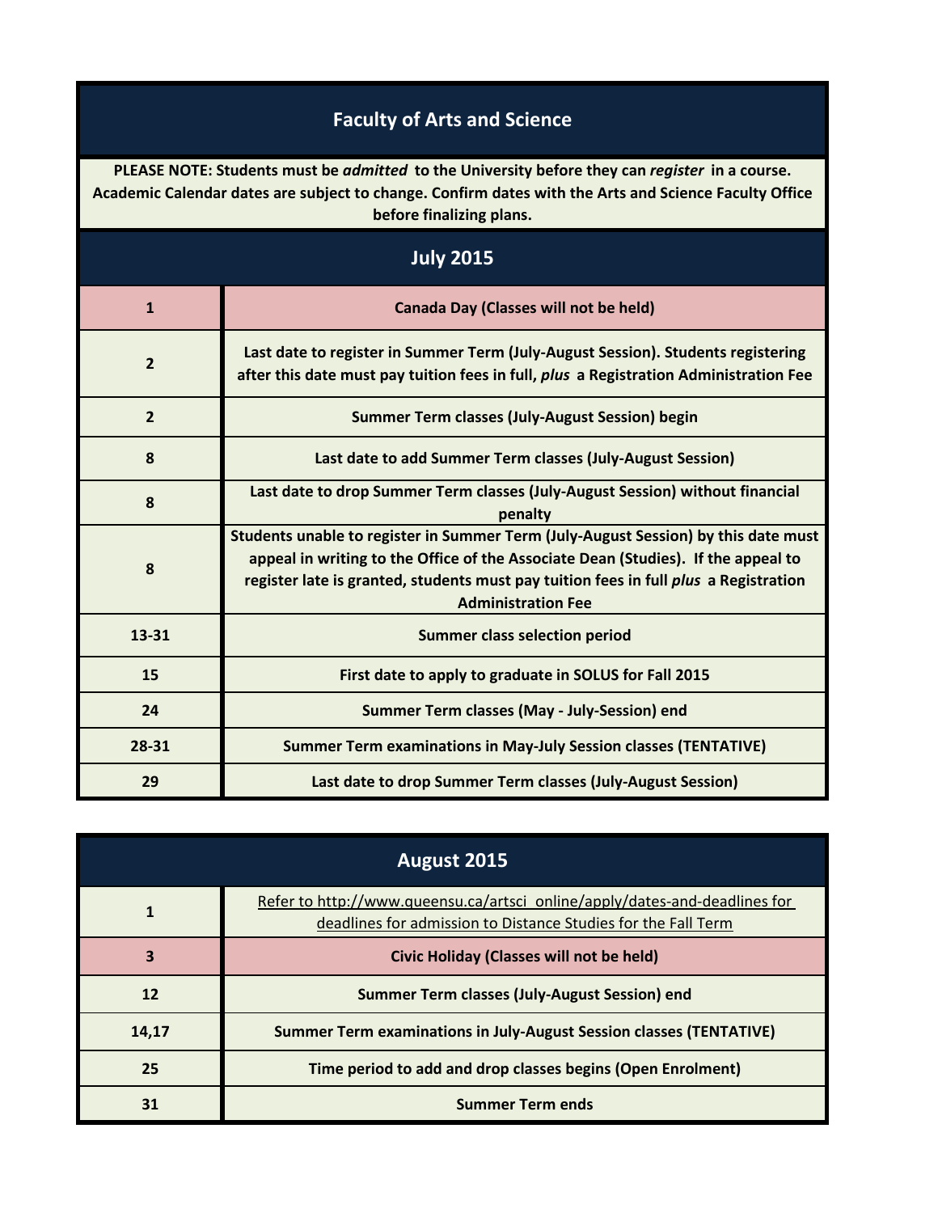# Faculty of Arts and Science

**PLEASE NOTE: Students must be *admitted* to the University before they can *register* in a course. Academic Calendar dates are subject to change. Confirm dates with the Arts and Science Faculty Office before finalizing plans.**

## July 2015

| Date | Event |
|---|---|
| 1 | Canada Day (Classes will not be held) |
| 2 | Last date to register in Summer Term (July-August Session). Students registering after this date must pay tuition fees in full, *plus* a Registration Administration Fee |
| 2 | Summer Term classes (July-August Session) begin |
| 8 | Last date to add Summer Term classes (July-August Session) |
| 8 | Last date to drop Summer Term classes (July-August Session) without financial penalty |
| 8 | Students unable to register in Summer Term (July-August Session) by this date must appeal in writing to the Office of the Associate Dean (Studies). If the appeal to register late is granted, students must pay tuition fees in full *plus* a Registration Administration Fee |
| 13-31 | Summer class selection period |
| 15 | First date to apply to graduate in SOLUS for Fall 2015 |
| 24 | Summer Term classes (May - July-Session) end |
| 28-31 | Summer Term examinations in May-July Session classes (TENTATIVE) |
| 29 | Last date to drop Summer Term classes (July-August Session) |

## August 2015

| Date | Event |
|---|---|
| 1 | Refer to http://www.queensu.ca/artsci_online/apply/dates-and-deadlines for deadlines for admission to Distance Studies for the Fall Term |
| 3 | Civic Holiday (Classes will not be held) |
| 12 | Summer Term classes (July-August Session) end |
| 14,17 | Summer Term examinations in July-August Session classes (TENTATIVE) |
| 25 | Time period to add and drop classes begins (Open Enrolment) |
| 31 | Summer Term ends |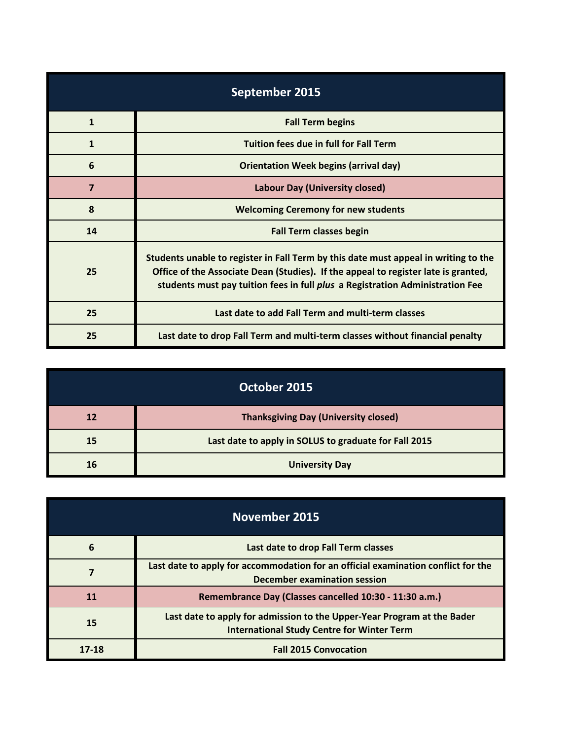| September 2015 | |
|---|---|
| 1 | Fall Term begins |
| 1 | Tuition fees due in full for Fall Term |
| 6 | Orientation Week begins (arrival day) |
| 7 | Labour Day (University closed) |
| 8 | Welcoming Ceremony for new students |
| 14 | Fall Term classes begin |
| 25 | Students unable to register in Fall Term by this date must appeal in writing to the Office of the Associate Dean (Studies). If the appeal to register late is granted, students must pay tuition fees in full *plus* a Registration Administration Fee |
| 25 | Last date to add Fall Term and multi-term classes |
| 25 | Last date to drop Fall Term and multi-term classes without financial penalty |

| October 2015 | |
|---|---|
| 12 | Thanksgiving Day (University closed) |
| 15 | Last date to apply in SOLUS to graduate for Fall 2015 |
| 16 | University Day |

| November 2015 | |
|---|---|
| 6 | Last date to drop Fall Term classes |
| 7 | Last date to apply for accommodation for an official examination conflict for the December examination session |
| 11 | Remembrance Day (Classes cancelled 10:30 - 11:30 a.m.) |
| 15 | Last date to apply for admission to the Upper-Year Program at the Bader International Study Centre for Winter Term |
| 17-18 | Fall 2015 Convocation |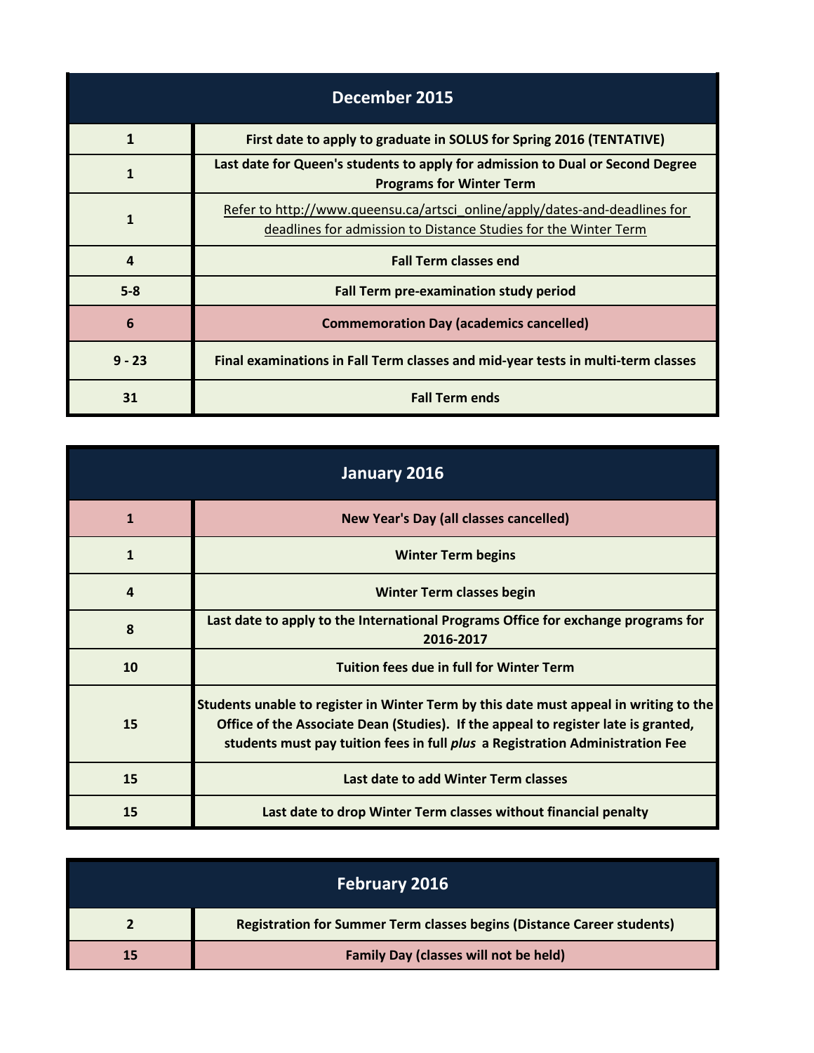| December 2015 | |
|---|---|
| 1 | First date to apply to graduate in SOLUS for Spring 2016 (TENTATIVE) |
| 1 | Last date for Queen's students to apply for admission to Dual or Second Degree Programs for Winter Term |
| 1 | Refer to http://www.queensu.ca/artsci_online/apply/dates-and-deadlines for deadlines for admission to Distance Studies for the Winter Term |
| 4 | Fall Term classes end |
| 5-8 | Fall Term pre-examination study period |
| 6 | Commemoration Day (academics cancelled) |
| 9 - 23 | Final examinations in Fall Term classes and mid-year tests in multi-term classes |
| 31 | Fall Term ends |

| January 2016 | |
|---|---|
| 1 | New Year's Day (all classes cancelled) |
| 1 | Winter Term begins |
| 4 | Winter Term classes begin |
| 8 | Last date to apply to the International Programs Office for exchange programs for 2016-2017 |
| 10 | Tuition fees due in full for Winter Term |
| 15 | Students unable to register in Winter Term by this date must appeal in writing to the Office of the Associate Dean (Studies). If the appeal to register late is granted, students must pay tuition fees in full *plus* a Registration Administration Fee |
| 15 | Last date to add Winter Term classes |
| 15 | Last date to drop Winter Term classes without financial penalty |

| February 2016 | |
|---|---|
| 2 | Registration for Summer Term classes begins (Distance Career students) |
| 15 | Family Day (classes will not be held) |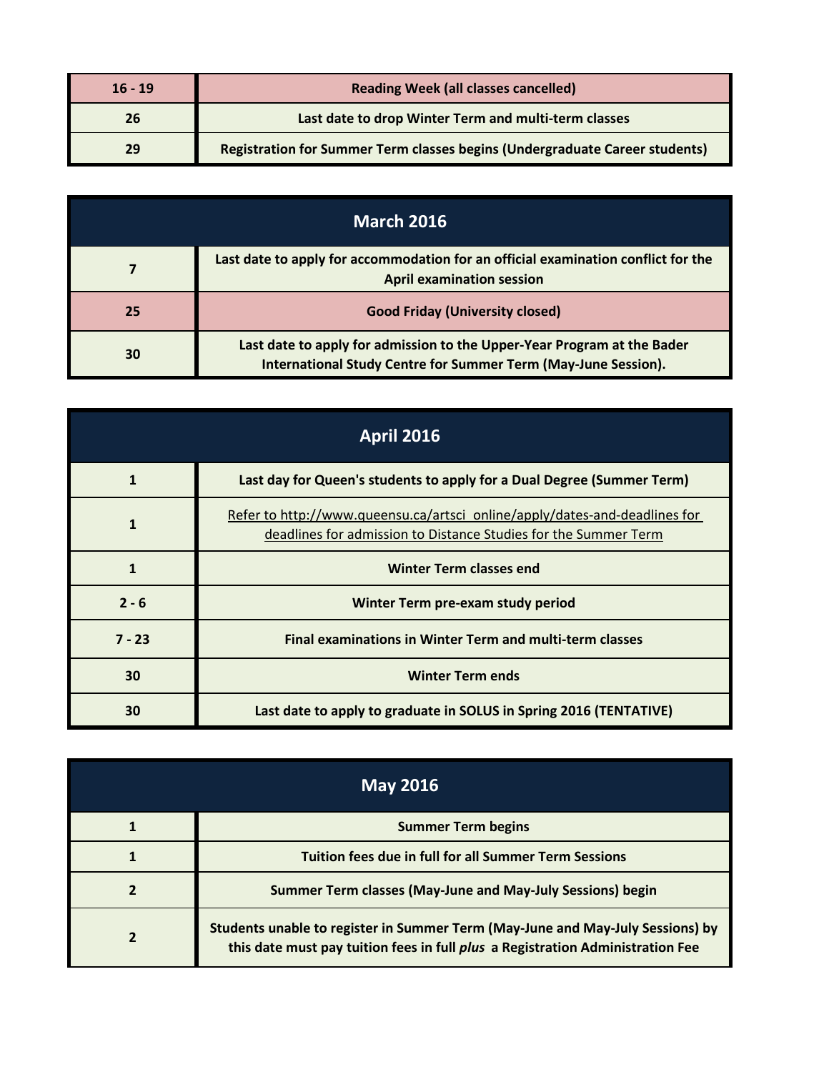| | |
|---|---|
| 16 - 19 | Reading Week (all classes cancelled) |
| 26 | Last date to drop Winter Term and multi-term classes |
| 29 | Registration for Summer Term classes begins (Undergraduate Career students) |

## March 2016

| | |
|---|---|
| 7 | Last date to apply for accommodation for an official examination conflict for the April examination session |
| 25 | Good Friday (University closed) |
| 30 | Last date to apply for admission to the Upper-Year Program at the Bader International Study Centre for Summer Term (May-June Session). |

## April 2016

| | |
|---|---|
| 1 | Last day for Queen's students to apply for a Dual Degree (Summer Term) |
| 1 | Refer to http://www.queensu.ca/artsci_online/apply/dates-and-deadlines for deadlines for admission to Distance Studies for the Summer Term |
| 1 | Winter Term classes end |
| 2 - 6 | Winter Term pre-exam study period |
| 7 - 23 | Final examinations in Winter Term and multi-term classes |
| 30 | Winter Term ends |
| 30 | Last date to apply to graduate in SOLUS in Spring 2016 (TENTATIVE) |

## May 2016

| | |
|---|---|
| 1 | Summer Term begins |
| 1 | Tuition fees due in full for all Summer Term Sessions |
| 2 | Summer Term classes (May-June and May-July Sessions) begin |
| 2 | Students unable to register in Summer Term (May-June and May-July Sessions) by this date must pay tuition fees in full *plus* a Registration Administration Fee |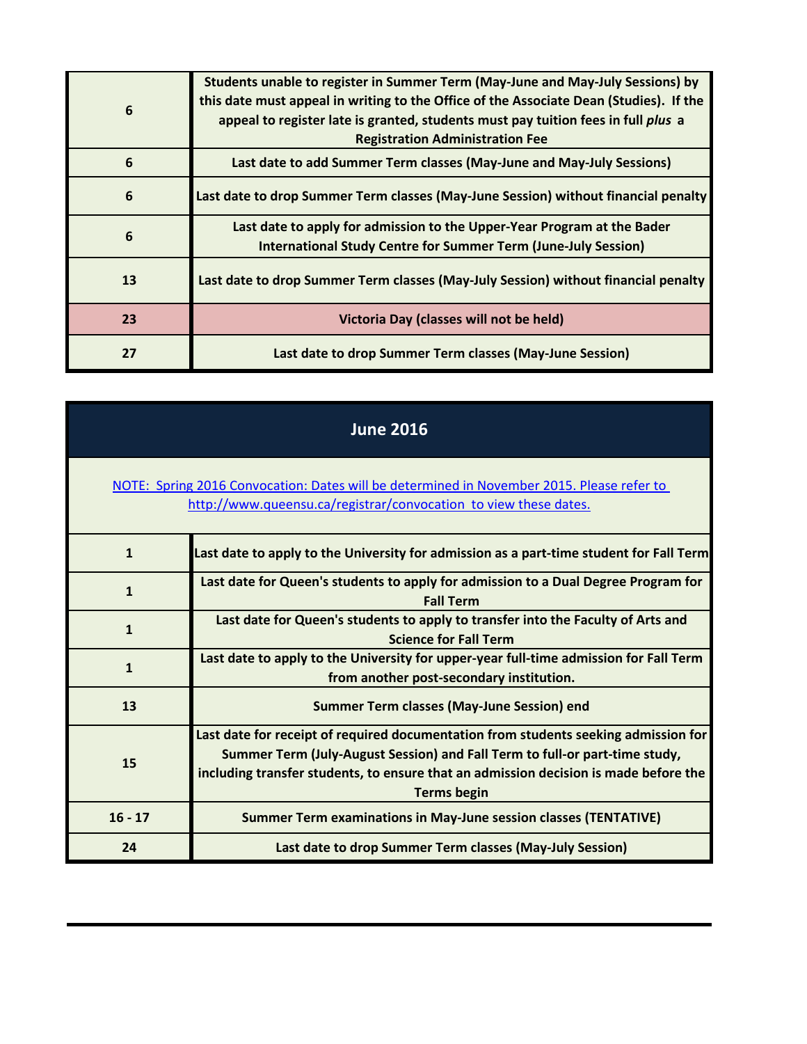| | |
|---|---|
| 6 | Students unable to register in Summer Term (May-June and May-July Sessions) by this date must appeal in writing to the Office of the Associate Dean (Studies). If the appeal to register late is granted, students must pay tuition fees in full *plus* a Registration Administration Fee |
| 6 | Last date to add Summer Term classes (May-June and May-July Sessions) |
| 6 | Last date to drop Summer Term classes (May-June Session) without financial penalty |
| 6 | Last date to apply for admission to the Upper-Year Program at the Bader International Study Centre for Summer Term (June-July Session) |
| 13 | Last date to drop Summer Term classes (May-July Session) without financial penalty |
| 23 | Victoria Day (classes will not be held) |
| 27 | Last date to drop Summer Term classes (May-June Session) |

## June 2016

NOTE: Spring 2016 Convocation: Dates will be determined in November 2015. Please refer to http://www.queensu.ca/registrar/convocation to view these dates.

| | |
|---|---|
| 1 | Last date to apply to the University for admission as a part-time student for Fall Term |
| 1 | Last date for Queen's students to apply for admission to a Dual Degree Program for Fall Term |
| 1 | Last date for Queen's students to apply to transfer into the Faculty of Arts and Science for Fall Term |
| 1 | Last date to apply to the University for upper-year full-time admission for Fall Term from another post-secondary institution. |
| 13 | Summer Term classes (May-June Session) end |
| 15 | Last date for receipt of required documentation from students seeking admission for Summer Term (July-August Session) and Fall Term to full-or part-time study, including transfer students, to ensure that an admission decision is made before the Terms begin |
| 16 - 17 | Summer Term examinations in May-June session classes (TENTATIVE) |
| 24 | Last date to drop Summer Term classes (May-July Session) |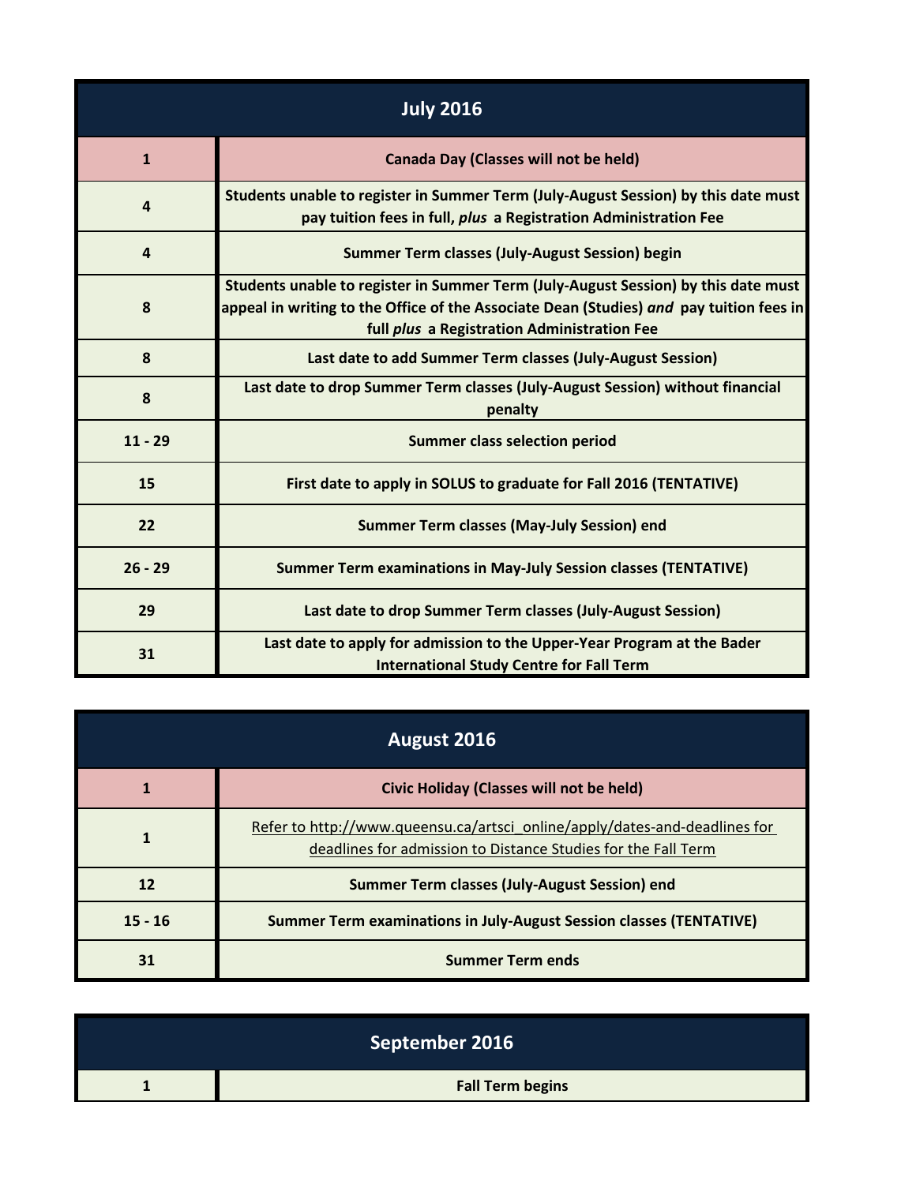## July 2016

| Date | Event |
|---|---|
| 1 | **Canada Day (Classes will not be held)** |
| 4 | **Students unable to register in Summer Term (July-August Session) by this date must pay tuition fees in full, *plus* a Registration Administration Fee** |
| 4 | **Summer Term classes (July-August Session) begin** |
| 8 | **Students unable to register in Summer Term (July-August Session) by this date must appeal in writing to the Office of the Associate Dean (Studies) *and* pay tuition fees in full *plus* a Registration Administration Fee** |
| 8 | **Last date to add Summer Term classes (July-August Session)** |
| 8 | **Last date to drop Summer Term classes (July-August Session) without financial penalty** |
| 11 - 29 | **Summer class selection period** |
| 15 | **First date to apply in SOLUS to graduate for Fall 2016 (TENTATIVE)** |
| 22 | **Summer Term classes (May-July Session) end** |
| 26 - 29 | **Summer Term examinations in May-July Session classes (TENTATIVE)** |
| 29 | **Last date to drop Summer Term classes (July-August Session)** |
| 31 | **Last date to apply for admission to the Upper-Year Program at the Bader International Study Centre for Fall Term** |

## August 2016

| Date | Event |
|---|---|
| 1 | **Civic Holiday (Classes will not be held)** |
| 1 | Refer to http://www.queensu.ca/artsci_online/apply/dates-and-deadlines for deadlines for admission to Distance Studies for the Fall Term |
| 12 | **Summer Term classes (July-August Session) end** |
| 15 - 16 | **Summer Term examinations in July-August Session classes (TENTATIVE)** |
| 31 | **Summer Term ends** |

## September 2016

| Date | Event |
|---|---|
| 1 | **Fall Term begins** |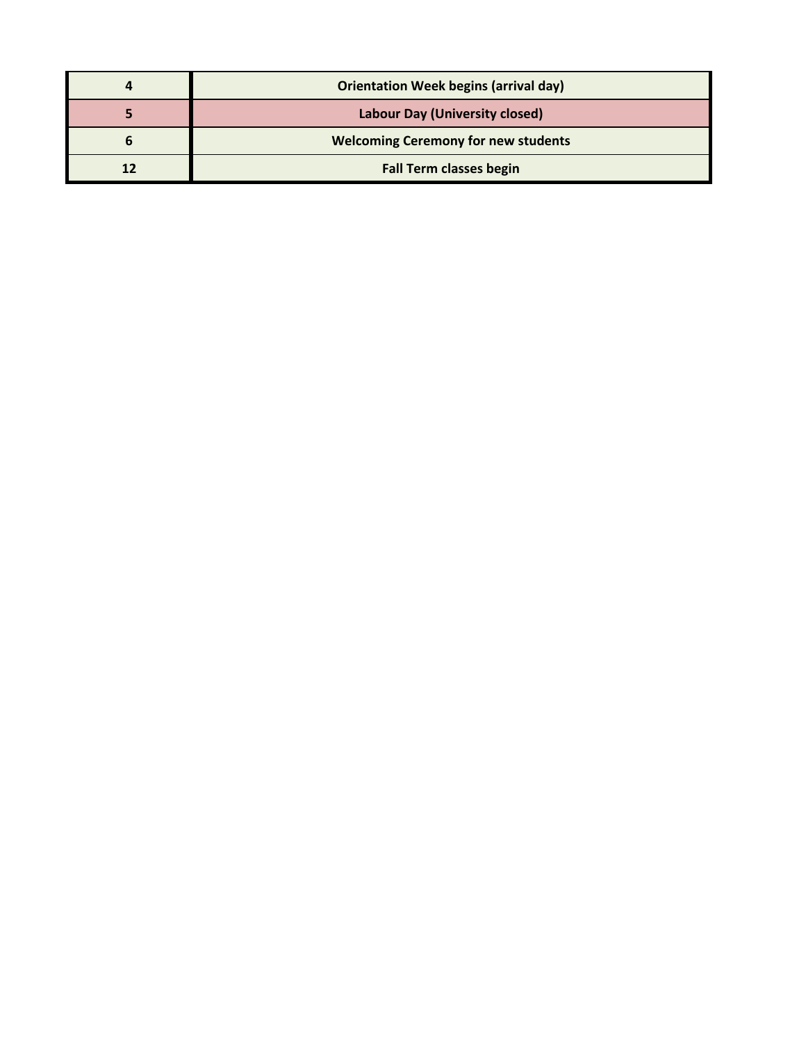| | |
|---|---|
| **4** | **Orientation Week begins (arrival day)** |
| **5** | **Labour Day (University closed)** |
| **6** | **Welcoming Ceremony for new students** |
| **12** | **Fall Term classes begin** |